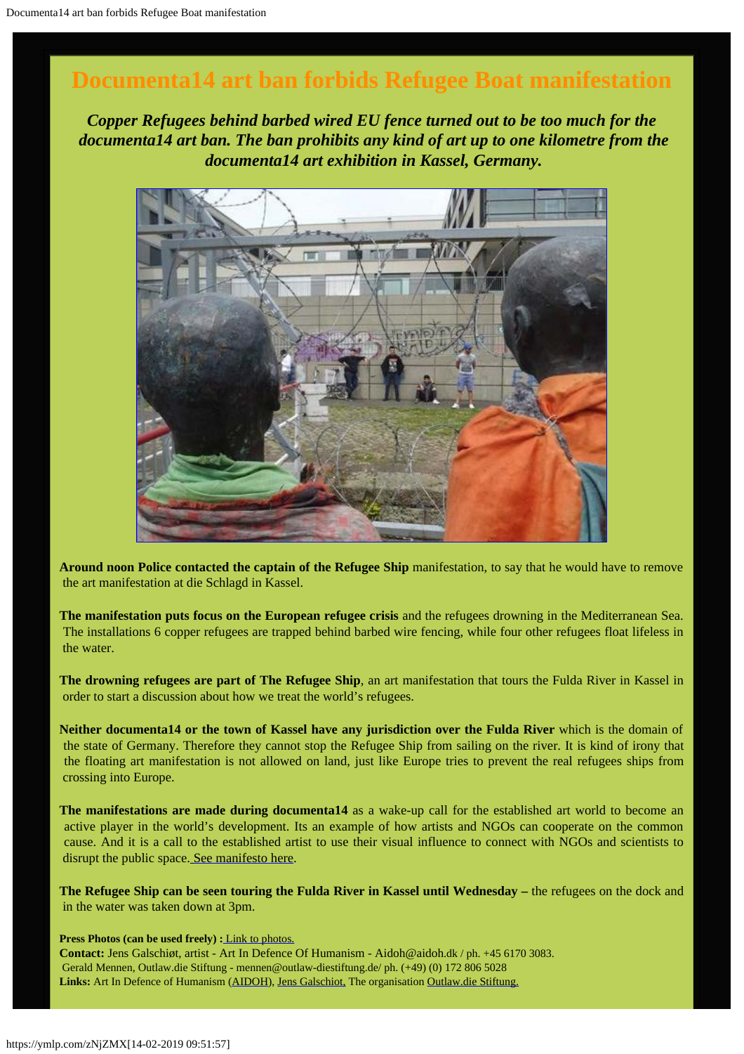# Documenta14 art ban forbids Refugee Boat manifestation

***Copper Refugees behind barbed wired EU fence turned out to be too much for the documenta14 art ban. The ban prohibits any kind of art up to one kilometre from the documenta14 art exhibition in Kassel, Germany.***

**Around noon Police contacted the captain of the Refugee Ship** manifestation, to say that he would have to remove the art manifestation at die Schlagd in Kassel.

**The manifestation puts focus on the European refugee crisis** and the refugees drowning in the Mediterranean Sea. The installations 6 copper refugees are trapped behind barbed wire fencing, while four other refugees float lifeless in the water.

**The drowning refugees are part of The Refugee Ship**, an art manifestation that tours the Fulda River in Kassel in order to start a discussion about how we treat the world's refugees.

**Neither documenta14 or the town of Kassel have any jurisdiction over the Fulda River** which is the domain of the state of Germany. Therefore they cannot stop the Refugee Ship from sailing on the river. It is kind of irony that the floating art manifestation is not allowed on land, just like Europe tries to prevent the real refugees ships from crossing into Europe.

**The manifestations are made during documenta14** as a wake-up call for the established art world to become an active player in the world's development. Its an example of how artists and NGOs can cooperate on the common cause. And it is a call to the established artist to use their visual influence to connect with NGOs and scientists to disrupt the public space. See manifesto here.

**The Refugee Ship can be seen touring the Fulda River in Kassel until Wednesday –** the refugees on the dock and in the water was taken down at 3pm.

**Press Photos (can be used freely) :** Link to photos.
**Contact:** Jens Galschiøt, artist - Art In Defence Of Humanism - Aidoh@aidoh.dk / ph. +45 6170 3083.
Gerald Mennen, Outlaw.die Stiftung - mennen@outlaw-diestiftung.de/ ph. (+49) (0) 172 806 5028
**Links:** Art In Defence of Humanism (AIDOH), Jens Galschiot, The organisation Outlaw.die Stiftung.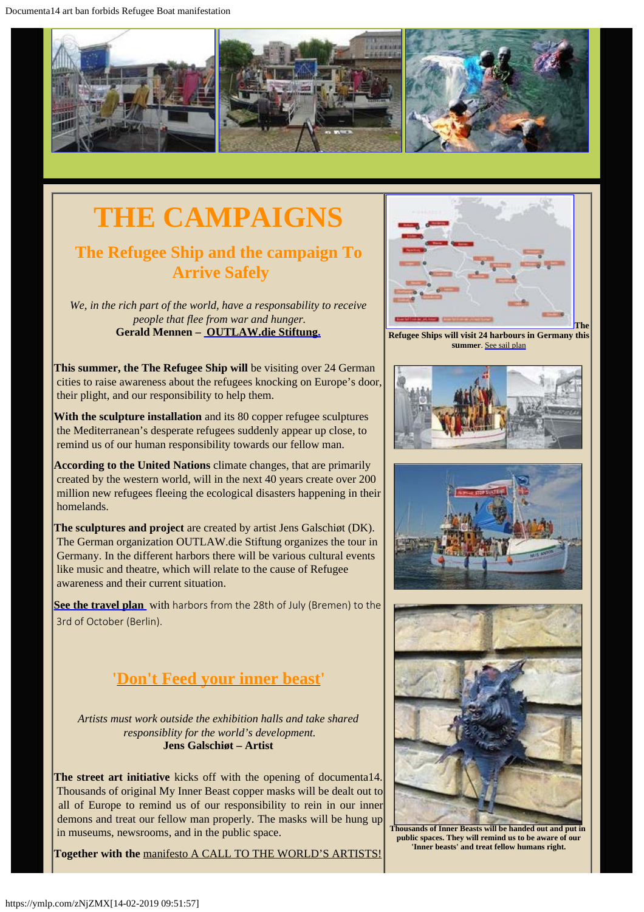# THE CAMPAIGNS

## The Refugee Ship and the campaign To Arrive Safely

*We, in the rich part of the world, have a responsability to receive people that flee from war and hunger.*
**Gerald Mennen – OUTLAW.die Stiftung.**

**This summer, the The Refugee Ship will** be visiting over 24 German cities to raise awareness about the refugees knocking on Europe's door, their plight, and our responsibility to help them.

**With the sculpture installation** and its 80 copper refugee sculptures the Mediterranean's desperate refugees suddenly appear up close, to remind us of our human responsibility towards our fellow man.

**According to the United Nations** climate changes, that are primarily created by the western world, will in the next 40 years create over 200 million new refugees fleeing the ecological disasters happening in their homelands.

**The sculptures and project** are created by artist Jens Galschiøt (DK). The German organization OUTLAW.die Stiftung organizes the tour in Germany. In the different harbors there will be various cultural events like music and theatre, which will relate to the cause of Refugee awareness and their current situation.

See the travel plan with harbors from the 28th of July (Bremen) to the 3rd of October (Berlin).

**The Refugee Ships will visit 24 harbours in Germany this summer**. See sail plan

## 'Don't Feed your inner beast'

*Artists must work outside the exhibition halls and take shared responsiblity for the world's development.*
**Jens Galschiøt – Artist**

**The street art initiative** kicks off with the opening of documenta14. Thousands of original My Inner Beast copper masks will be dealt out to all of Europe to remind us of our responsibility to rein in our inner demons and treat our fellow man properly. The masks will be hung up in museums, newsrooms, and in the public space.

**Thousands of Inner Beasts will be handed out and put in public spaces. They will remind us to be aware of our 'Inner beasts' and treat fellow humans right.**

**Together with the** manifesto A CALL TO THE WORLD'S ARTISTS!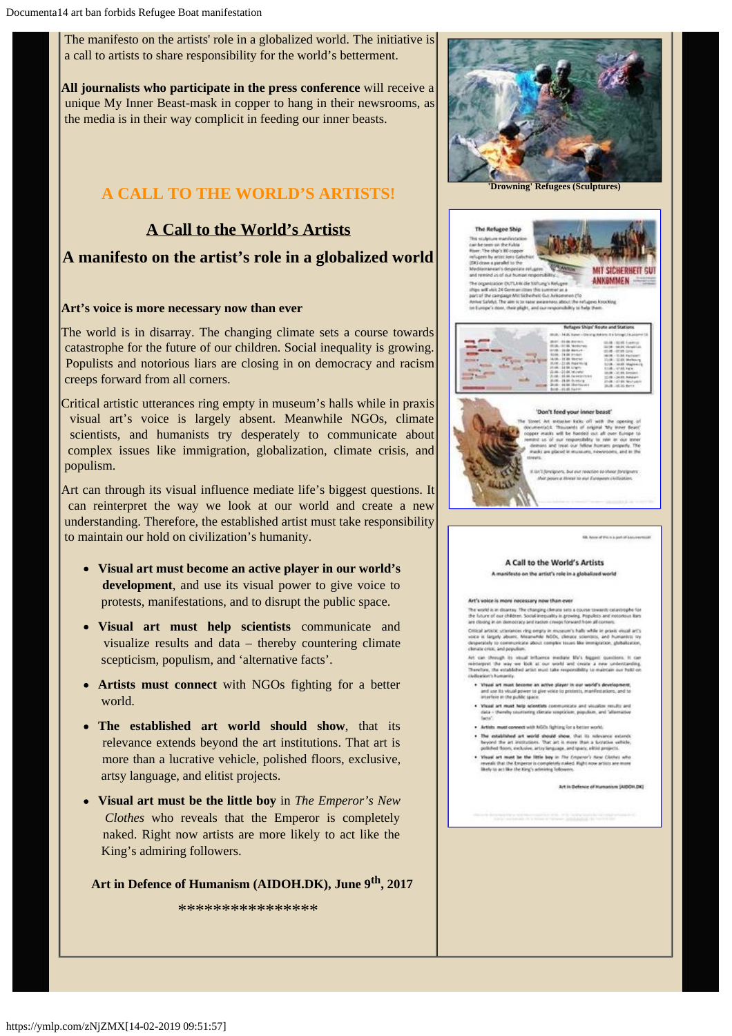The manifesto on the artists' role in a globalized world. The initiative is a call to artists to share responsibility for the world's betterment.

**All journalists who participate in the press conference** will receive a unique My Inner Beast-mask in copper to hang in their newsrooms, as the media is in their way complicit in feeding our inner beasts.

## A CALL TO THE WORLD'S ARTISTS!

## A Call to the World's Artists

## A manifesto on the artist's role in a globalized world

**Art's voice is more necessary now than ever**

The world is in disarray. The changing climate sets a course towards catastrophe for the future of our children. Social inequality is growing. Populists and notorious liars are closing in on democracy and racism creeps forward from all corners.

Critical artistic utterances ring empty in museum's halls while in praxis visual art's voice is largely absent. Meanwhile NGOs, climate scientists, and humanists try desperately to communicate about complex issues like immigration, globalization, climate crisis, and populism.

Art can through its visual influence mediate life's biggest questions. It can reinterpret the way we look at our world and create a new understanding. Therefore, the established artist must take responsibility to maintain our hold on civilization's humanity.

- **Visual art must become an active player in our world's development**, and use its visual power to give voice to protests, manifestations, and to disrupt the public space.
- **Visual art must help scientists** communicate and visualize results and data – thereby countering climate scepticism, populism, and 'alternative facts'.
- **Artists must connect** with NGOs fighting for a better world.
- **The established art world should show**, that its relevance extends beyond the art institutions. That art is more than a lucrative vehicle, polished floors, exclusive, artsy language, and elitist projects.
- **Visual art must be the little boy** in *The Emperor's New Clothes* who reveals that the Emperor is completely naked. Right now artists are more likely to act like the King's admiring followers.

**Art in Defence of Humanism (AIDOH.DK), June 9th, 2017**

\*\*\*\*\*\*\*\*\*\*\*\*\*\*\*\*

'Drowning' Refugees (Sculptures)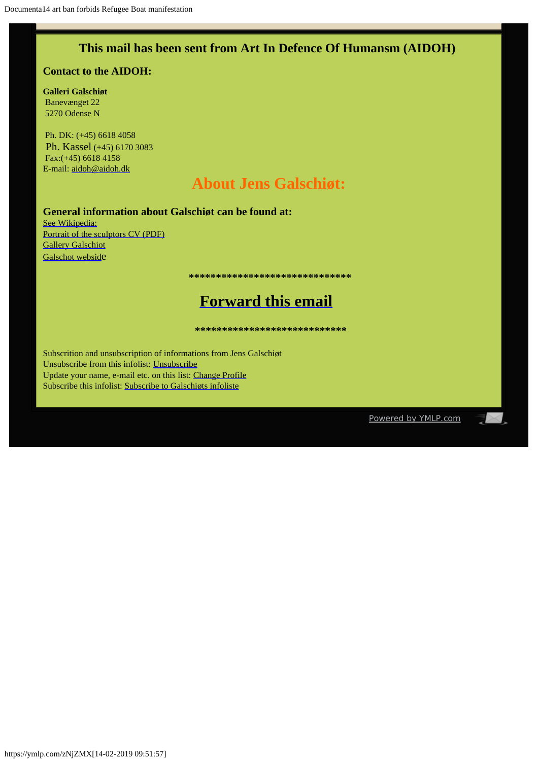## This mail has been sent from Art In Defence Of Humansm (AIDOH)

### Contact to the AIDOH:

**Galleri Galschiøt**
Banevænget 22
5270 Odense N

Ph. DK: (+45) 6618 4058
Ph. Kassel (+45) 6170 3083
Fax:(+45) 6618 4158
E-mail: aidoh@aidoh.dk

## About Jens Galschiøt:

### General information about Galschiøt can be found at:

See Wikipedia:
Portrait of the sculptors CV (PDF)
Gallery Galschiot
Galschot webside

******************************

## Forward this email

****************************

Subscrition and unsubscription of informations from Jens Galschiøt
Unsubscribe from this infolist: Unsubscribe
Update your name, e-mail etc. on this list: Change Profile
Subscribe this infolist: Subscribe to Galschiøts infoliste

Powered by YMLP.com